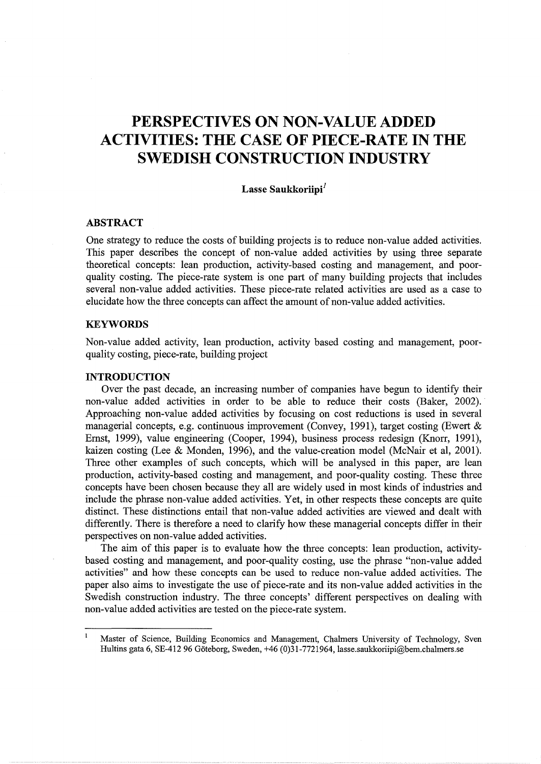# PERSPECTIVES ON NON-VALUE ADDED ACTIVITIES: THE CASE OF PIECE-RATE IN THE SWEDISH CONSTRUCTION INDUSTRY

**Lasse Saukkoriipi**[1]

## ABSTRACT

One strategy to reduce the costs of building projects is to reduce non-value added activities. This paper describes the concept of non-value added activities by using three separate theoretical concepts: lean production, activity-based costing and management, and poor-quality costing. The piece-rate system is one part of many building projects that includes several non-value added activities. These piece-rate related activities are used as a case to elucidate how the three concepts can affect the amount of non-value added activities.

## KEYWORDS

Non-value added activity, lean production, activity based costing and management, poor-quality costing, piece-rate, building project

## INTRODUCTION

Over the past decade, an increasing number of companies have begun to identify their non-value added activities in order to be able to reduce their costs (Baker, 2002). Approaching non-value added activities by focusing on cost reductions is used in several managerial concepts, e.g. continuous improvement (Convey, 1991), target costing (Ewert & Ernst, 1999), value engineering (Cooper, 1994), business process redesign (Knorr, 1991), kaizen costing (Lee & Monden, 1996), and the value-creation model (McNair et al, 2001). Three other examples of such concepts, which will be analysed in this paper, are lean production, activity-based costing and management, and poor-quality costing. These three concepts have been chosen because they all are widely used in most kinds of industries and include the phrase non-value added activities. Yet, in other respects these concepts are quite distinct. These distinctions entail that non-value added activities are viewed and dealt with differently. There is therefore a need to clarify how these managerial concepts differ in their perspectives on non-value added activities.

The aim of this paper is to evaluate how the three concepts: lean production, activity-based costing and management, and poor-quality costing, use the phrase "non-value added activities" and how these concepts can be used to reduce non-value added activities. The paper also aims to investigate the use of piece-rate and its non-value added activities in the Swedish construction industry. The three concepts' different perspectives on dealing with non-value added activities are tested on the piece-rate system.

---

[1] Master of Science, Building Economics and Management, Chalmers University of Technology, Sven Hultins gata 6, SE-412 96 Göteborg, Sweden, +46 (0)31-7721964, lasse.saukkoriipi@bem.chalmers.se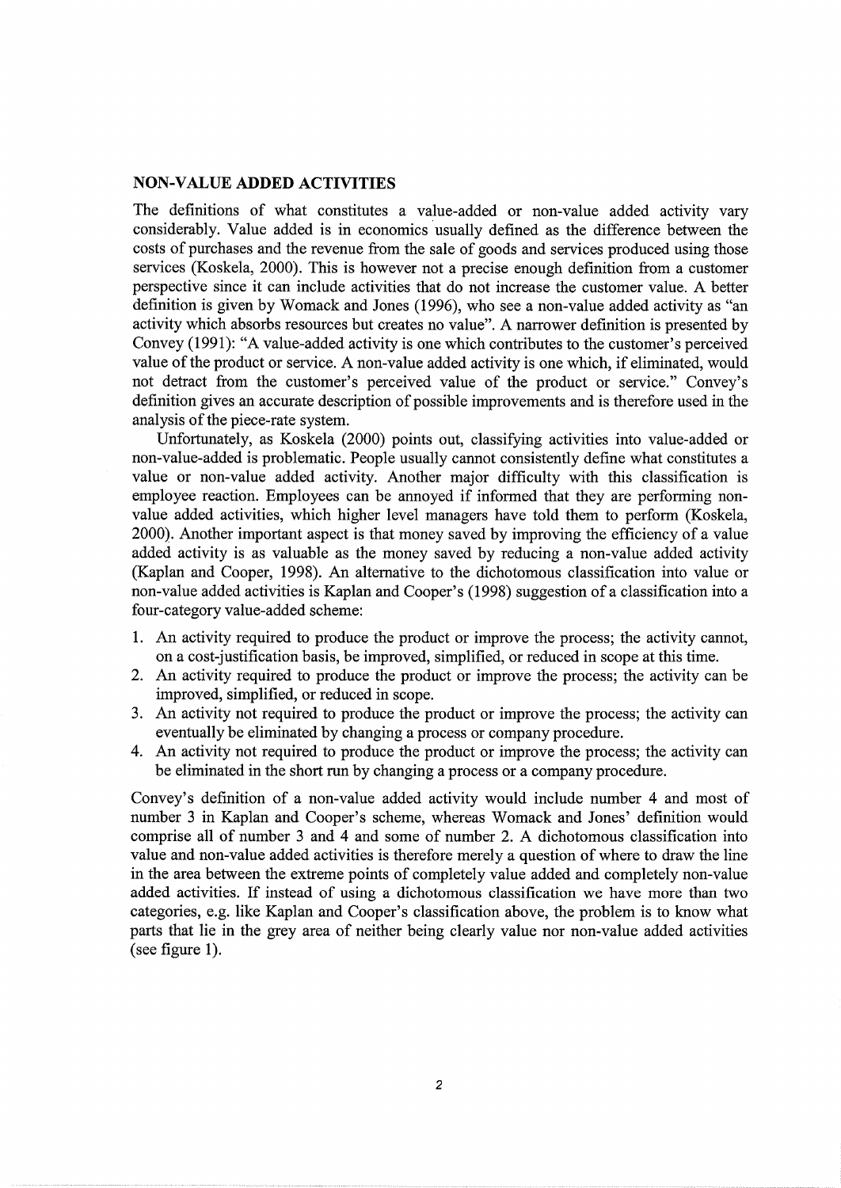## NON-VALUE ADDED ACTIVITIES

The definitions of what constitutes a value-added or non-value added activity vary considerably. Value added is in economics usually defined as the difference between the costs of purchases and the revenue from the sale of goods and services produced using those services (Koskela, 2000). This is however not a precise enough definition from a customer perspective since it can include activities that do not increase the customer value. A better definition is given by Womack and Jones (1996), who see a non-value added activity as "an activity which absorbs resources but creates no value". A narrower definition is presented by Convey (1991): "A value-added activity is one which contributes to the customer's perceived value of the product or service. A non-value added activity is one which, if eliminated, would not detract from the customer's perceived value of the product or service." Convey's definition gives an accurate description of possible improvements and is therefore used in the analysis of the piece-rate system.

Unfortunately, as Koskela (2000) points out, classifying activities into value-added or non-value-added is problematic. People usually cannot consistently define what constitutes a value or non-value added activity. Another major difficulty with this classification is employee reaction. Employees can be annoyed if informed that they are performing non-value added activities, which higher level managers have told them to perform (Koskela, 2000). Another important aspect is that money saved by improving the efficiency of a value added activity is as valuable as the money saved by reducing a non-value added activity (Kaplan and Cooper, 1998). An alternative to the dichotomous classification into value or non-value added activities is Kaplan and Cooper's (1998) suggestion of a classification into a four-category value-added scheme:

1. An activity required to produce the product or improve the process; the activity cannot, on a cost-justification basis, be improved, simplified, or reduced in scope at this time.
2. An activity required to produce the product or improve the process; the activity can be improved, simplified, or reduced in scope.
3. An activity not required to produce the product or improve the process; the activity can eventually be eliminated by changing a process or company procedure.
4. An activity not required to produce the product or improve the process; the activity can be eliminated in the short run by changing a process or a company procedure.

Convey's definition of a non-value added activity would include number 4 and most of number 3 in Kaplan and Cooper's scheme, whereas Womack and Jones' definition would comprise all of number 3 and 4 and some of number 2. A dichotomous classification into value and non-value added activities is therefore merely a question of where to draw the line in the area between the extreme points of completely value added and completely non-value added activities. If instead of using a dichotomous classification we have more than two categories, e.g. like Kaplan and Cooper's classification above, the problem is to know what parts that lie in the grey area of neither being clearly value nor non-value added activities (see figure 1).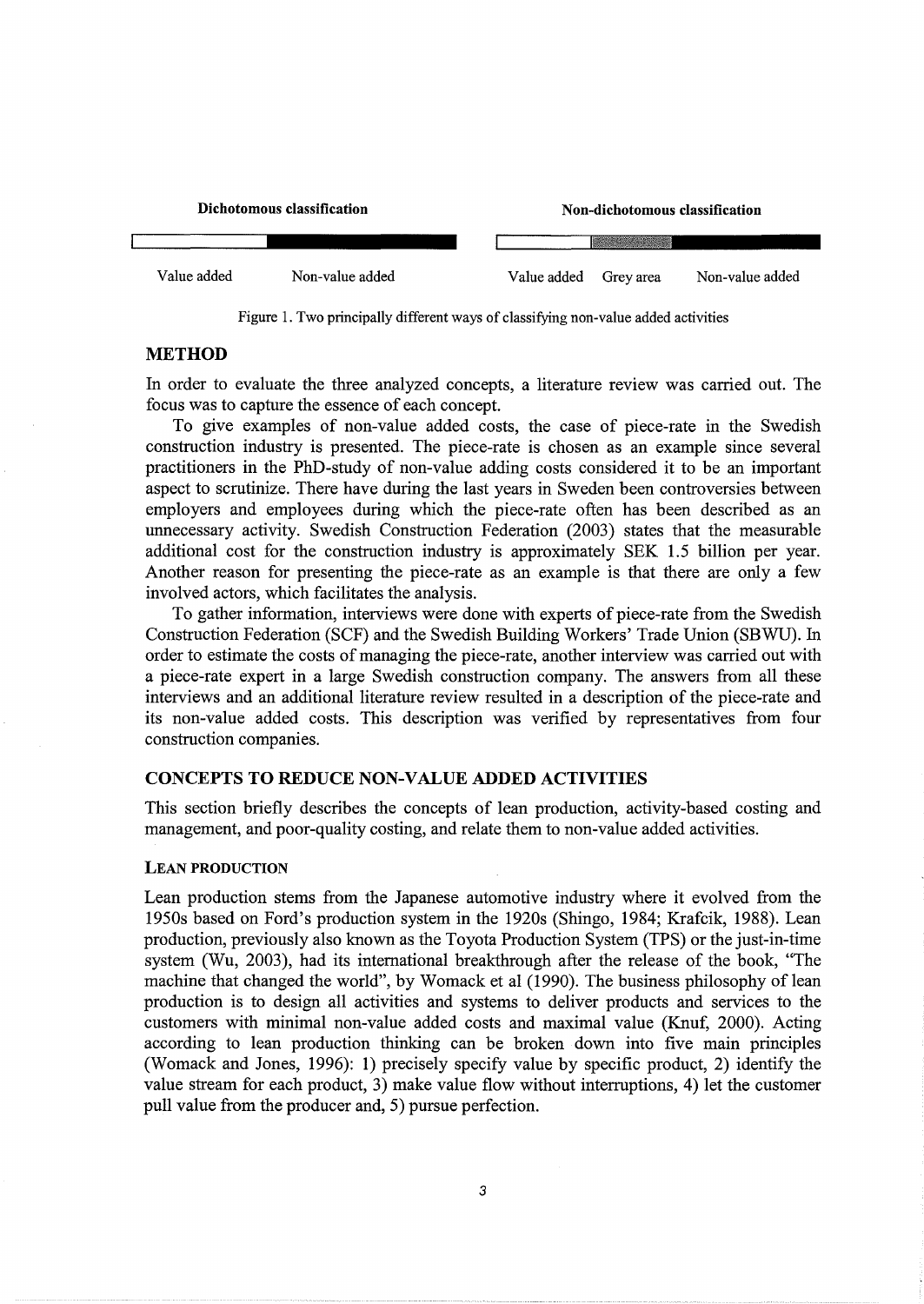Dichotomous classification

Value added    Non-value added

Non-dichotomous classification

Value added    Grey area    Non-value added

Figure 1. Two principally different ways of classifying non-value added activities

## METHOD

In order to evaluate the three analyzed concepts, a literature review was carried out. The focus was to capture the essence of each concept.

To give examples of non-value added costs, the case of piece-rate in the Swedish construction industry is presented. The piece-rate is chosen as an example since several practitioners in the PhD-study of non-value adding costs considered it to be an important aspect to scrutinize. There have during the last years in Sweden been controversies between employers and employees during which the piece-rate often has been described as an unnecessary activity. Swedish Construction Federation (2003) states that the measurable additional cost for the construction industry is approximately SEK 1.5 billion per year. Another reason for presenting the piece-rate as an example is that there are only a few involved actors, which facilitates the analysis.

To gather information, interviews were done with experts of piece-rate from the Swedish Construction Federation (SCF) and the Swedish Building Workers' Trade Union (SBWU). In order to estimate the costs of managing the piece-rate, another interview was carried out with a piece-rate expert in a large Swedish construction company. The answers from all these interviews and an additional literature review resulted in a description of the piece-rate and its non-value added costs. This description was verified by representatives from four construction companies.

## CONCEPTS TO REDUCE NON-VALUE ADDED ACTIVITIES

This section briefly describes the concepts of lean production, activity-based costing and management, and poor-quality costing, and relate them to non-value added activities.

### LEAN PRODUCTION

Lean production stems from the Japanese automotive industry where it evolved from the 1950s based on Ford's production system in the 1920s (Shingo, 1984; Krafcik, 1988). Lean production, previously also known as the Toyota Production System (TPS) or the just-in-time system (Wu, 2003), had its international breakthrough after the release of the book, "The machine that changed the world", by Womack et al (1990). The business philosophy of lean production is to design all activities and systems to deliver products and services to the customers with minimal non-value added costs and maximal value (Knuf, 2000). Acting according to lean production thinking can be broken down into five main principles (Womack and Jones, 1996): 1) precisely specify value by specific product, 2) identify the value stream for each product, 3) make value flow without interruptions, 4) let the customer pull value from the producer and, 5) pursue perfection.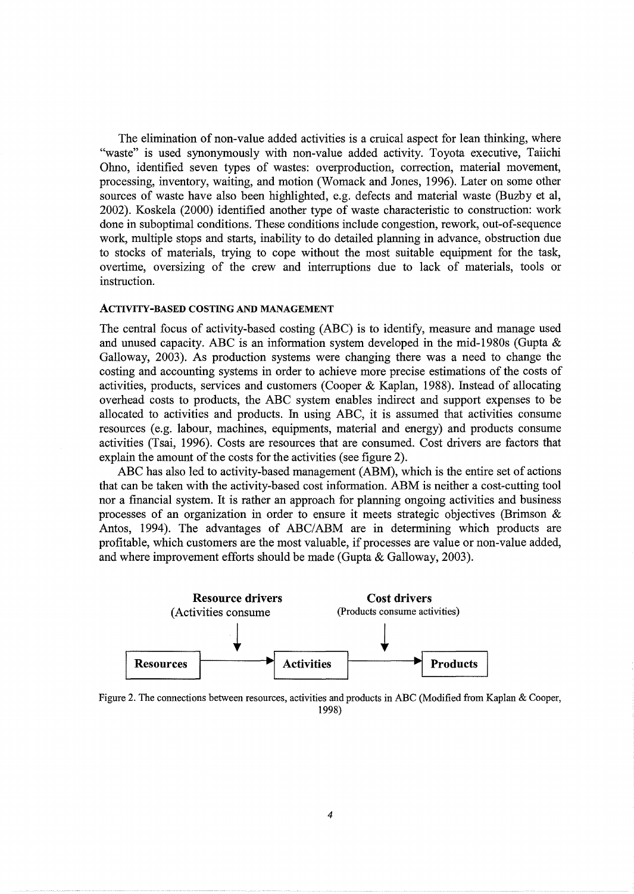The elimination of non-value added activities is a cruical aspect for lean thinking, where "waste" is used synonymously with non-value added activity. Toyota executive, Taiichi Ohno, identified seven types of wastes: overproduction, correction, material movement, processing, inventory, waiting, and motion (Womack and Jones, 1996). Later on some other sources of waste have also been highlighted, e.g. defects and material waste (Buzby et al, 2002). Koskela (2000) identified another type of waste characteristic to construction: work done in suboptimal conditions. These conditions include congestion, rework, out-of-sequence work, multiple stops and starts, inability to do detailed planning in advance, obstruction due to stocks of materials, trying to cope without the most suitable equipment for the task, overtime, oversizing of the crew and interruptions due to lack of materials, tools or instruction.

### ACTIVITY-BASED COSTING AND MANAGEMENT

The central focus of activity-based costing (ABC) is to identify, measure and manage used and unused capacity. ABC is an information system developed in the mid-1980s (Gupta & Galloway, 2003). As production systems were changing there was a need to change the costing and accounting systems in order to achieve more precise estimations of the costs of activities, products, services and customers (Cooper & Kaplan, 1988). Instead of allocating overhead costs to products, the ABC system enables indirect and support expenses to be allocated to activities and products. In using ABC, it is assumed that activities consume resources (e.g. labour, machines, equipments, material and energy) and products consume activities (Tsai, 1996). Costs are resources that are consumed. Cost drivers are factors that explain the amount of the costs for the activities (see figure 2).

ABC has also led to activity-based management (ABM), which is the entire set of actions that can be taken with the activity-based cost information. ABM is neither a cost-cutting tool nor a financial system. It is rather an approach for planning ongoing activities and business processes of an organization in order to ensure it meets strategic objectives (Brimson & Antos, 1994). The advantages of ABC/ABM are in determining which products are profitable, which customers are the most valuable, if processes are value or non-value added, and where improvement efforts should be made (Gupta & Galloway, 2003).

**Resource drivers** (Activities consume → **Resources** → **Activities** ← **Cost drivers** (Products consume activities) → **Products**

Figure 2. The connections between resources, activities and products in ABC (Modified from Kaplan & Cooper, 1998)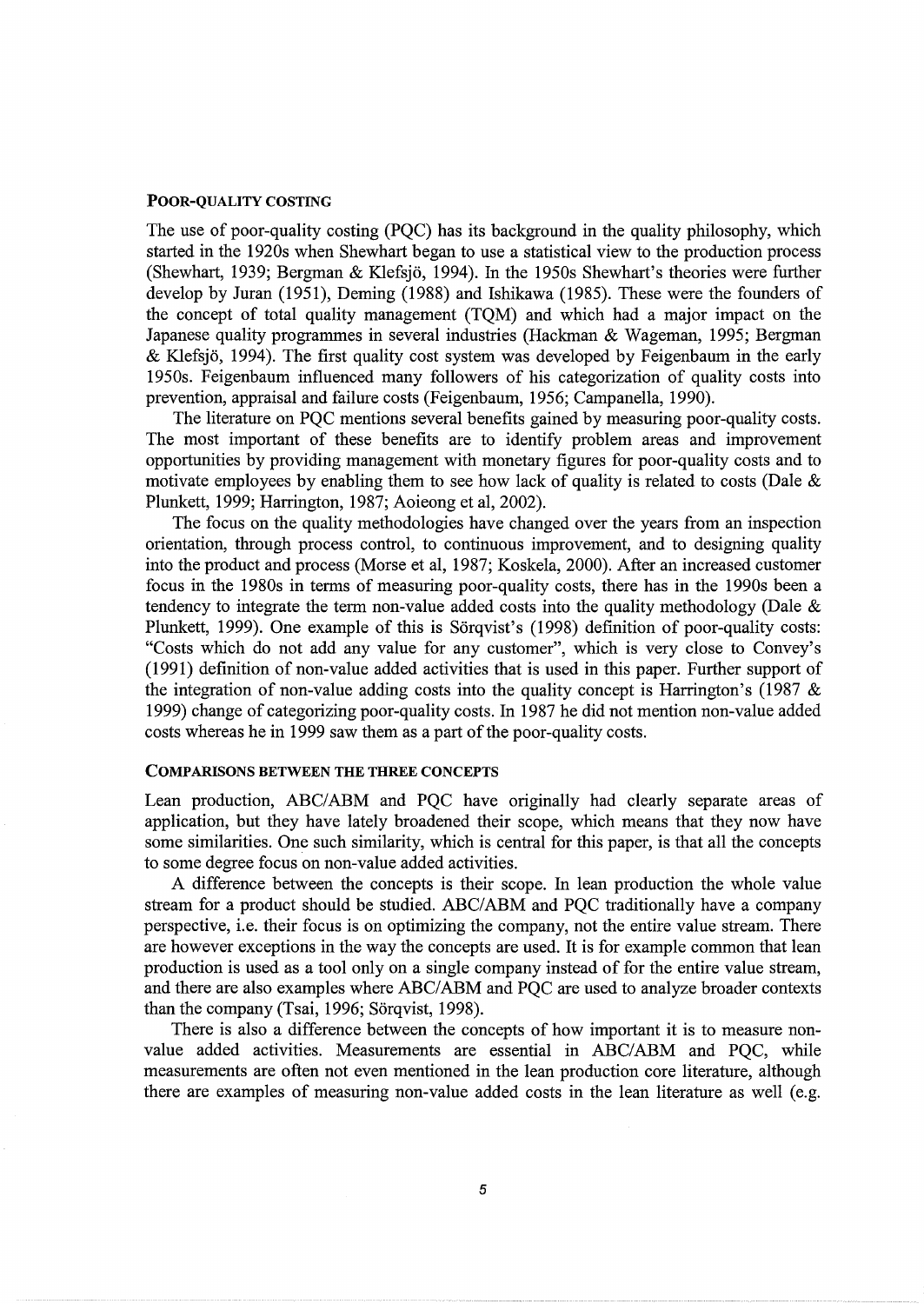### POOR-QUALITY COSTING

The use of poor-quality costing (PQC) has its background in the quality philosophy, which started in the 1920s when Shewhart began to use a statistical view to the production process (Shewhart, 1939; Bergman & Klefsjö, 1994). In the 1950s Shewhart's theories were further develop by Juran (1951), Deming (1988) and Ishikawa (1985). These were the founders of the concept of total quality management (TQM) and which had a major impact on the Japanese quality programmes in several industries (Hackman & Wageman, 1995; Bergman & Klefsjö, 1994). The first quality cost system was developed by Feigenbaum in the early 1950s. Feigenbaum influenced many followers of his categorization of quality costs into prevention, appraisal and failure costs (Feigenbaum, 1956; Campanella, 1990).

The literature on PQC mentions several benefits gained by measuring poor-quality costs. The most important of these benefits are to identify problem areas and improvement opportunities by providing management with monetary figures for poor-quality costs and to motivate employees by enabling them to see how lack of quality is related to costs (Dale & Plunkett, 1999; Harrington, 1987; Aoieong et al, 2002).

The focus on the quality methodologies have changed over the years from an inspection orientation, through process control, to continuous improvement, and to designing quality into the product and process (Morse et al, 1987; Koskela, 2000). After an increased customer focus in the 1980s in terms of measuring poor-quality costs, there has in the 1990s been a tendency to integrate the term non-value added costs into the quality methodology (Dale & Plunkett, 1999). One example of this is Sörqvist's (1998) definition of poor-quality costs: "Costs which do not add any value for any customer", which is very close to Convey's (1991) definition of non-value added activities that is used in this paper. Further support of the integration of non-value adding costs into the quality concept is Harrington's (1987 & 1999) change of categorizing poor-quality costs. In 1987 he did not mention non-value added costs whereas he in 1999 saw them as a part of the poor-quality costs.

### COMPARISONS BETWEEN THE THREE CONCEPTS

Lean production, ABC/ABM and PQC have originally had clearly separate areas of application, but they have lately broadened their scope, which means that they now have some similarities. One such similarity, which is central for this paper, is that all the concepts to some degree focus on non-value added activities.

A difference between the concepts is their scope. In lean production the whole value stream for a product should be studied. ABC/ABM and PQC traditionally have a company perspective, i.e. their focus is on optimizing the company, not the entire value stream. There are however exceptions in the way the concepts are used. It is for example common that lean production is used as a tool only on a single company instead of for the entire value stream, and there are also examples where ABC/ABM and PQC are used to analyze broader contexts than the company (Tsai, 1996; Sörqvist, 1998).

There is also a difference between the concepts of how important it is to measure non-value added activities. Measurements are essential in ABC/ABM and PQC, while measurements are often not even mentioned in the lean production core literature, although there are examples of measuring non-value added costs in the lean literature as well (e.g.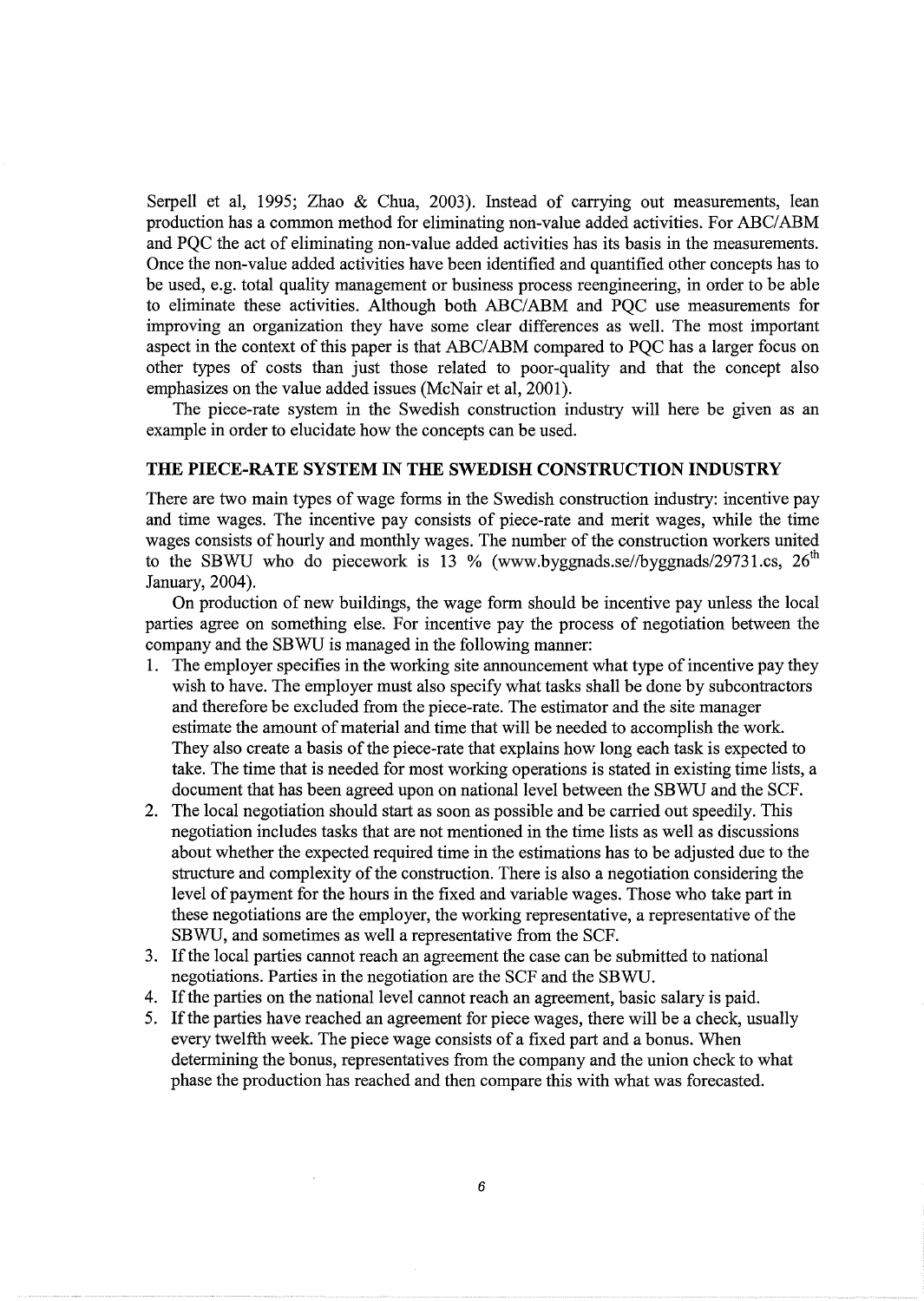Serpell et al, 1995; Zhao & Chua, 2003). Instead of carrying out measurements, lean production has a common method for eliminating non-value added activities. For ABC/ABM and PQC the act of eliminating non-value added activities has its basis in the measurements. Once the non-value added activities have been identified and quantified other concepts has to be used, e.g. total quality management or business process reengineering, in order to be able to eliminate these activities. Although both ABC/ABM and PQC use measurements for improving an organization they have some clear differences as well. The most important aspect in the context of this paper is that ABC/ABM compared to PQC has a larger focus on other types of costs than just those related to poor-quality and that the concept also emphasizes on the value added issues (McNair et al, 2001).

The piece-rate system in the Swedish construction industry will here be given as an example in order to elucidate how the concepts can be used.

## THE PIECE-RATE SYSTEM IN THE SWEDISH CONSTRUCTION INDUSTRY

There are two main types of wage forms in the Swedish construction industry: incentive pay and time wages. The incentive pay consists of piece-rate and merit wages, while the time wages consists of hourly and monthly wages. The number of the construction workers united to the SBWU who do piecework is 13 % (www.byggnads.se//byggnads/29731.cs, 26th January, 2004).

On production of new buildings, the wage form should be incentive pay unless the local parties agree on something else. For incentive pay the process of negotiation between the company and the SBWU is managed in the following manner:

1. The employer specifies in the working site announcement what type of incentive pay they wish to have. The employer must also specify what tasks shall be done by subcontractors and therefore be excluded from the piece-rate. The estimator and the site manager estimate the amount of material and time that will be needed to accomplish the work. They also create a basis of the piece-rate that explains how long each task is expected to take. The time that is needed for most working operations is stated in existing time lists, a document that has been agreed upon on national level between the SBWU and the SCF.
2. The local negotiation should start as soon as possible and be carried out speedily. This negotiation includes tasks that are not mentioned in the time lists as well as discussions about whether the expected required time in the estimations has to be adjusted due to the structure and complexity of the construction. There is also a negotiation considering the level of payment for the hours in the fixed and variable wages. Those who take part in these negotiations are the employer, the working representative, a representative of the SBWU, and sometimes as well a representative from the SCF.
3. If the local parties cannot reach an agreement the case can be submitted to national negotiations. Parties in the negotiation are the SCF and the SBWU.
4. If the parties on the national level cannot reach an agreement, basic salary is paid.
5. If the parties have reached an agreement for piece wages, there will be a check, usually every twelfth week. The piece wage consists of a fixed part and a bonus. When determining the bonus, representatives from the company and the union check to what phase the production has reached and then compare this with what was forecasted.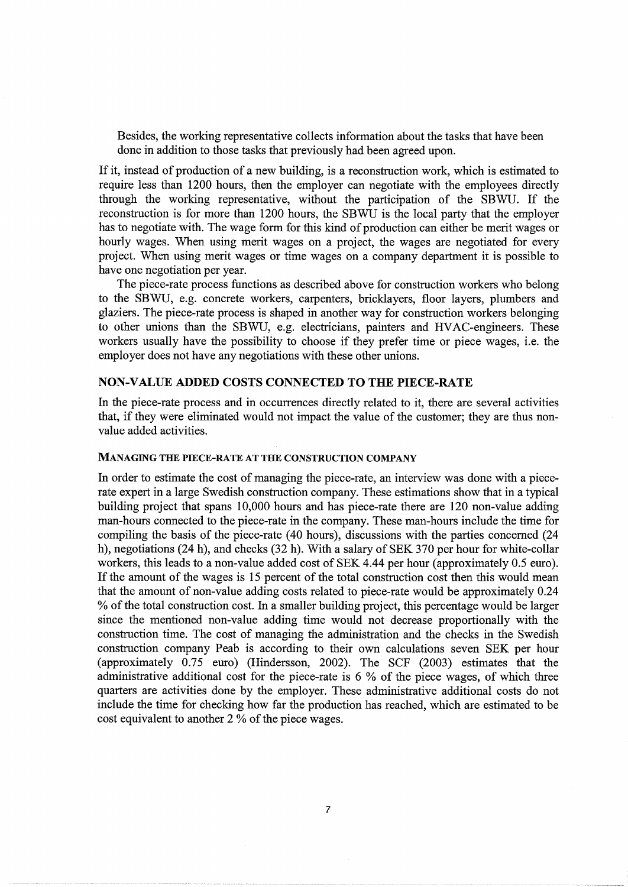Besides, the working representative collects information about the tasks that have been done in addition to those tasks that previously had been agreed upon.

If it, instead of production of a new building, is a reconstruction work, which is estimated to require less than 1200 hours, then the employer can negotiate with the employees directly through the working representative, without the participation of the SBWU. If the reconstruction is for more than 1200 hours, the SBWU is the local party that the employer has to negotiate with. The wage form for this kind of production can either be merit wages or hourly wages. When using merit wages on a project, the wages are negotiated for every project. When using merit wages or time wages on a company department it is possible to have one negotiation per year.

The piece-rate process functions as described above for construction workers who belong to the SBWU, e.g. concrete workers, carpenters, bricklayers, floor layers, plumbers and glaziers. The piece-rate process is shaped in another way for construction workers belonging to other unions than the SBWU, e.g. electricians, painters and HVAC-engineers. These workers usually have the possibility to choose if they prefer time or piece wages, i.e. the employer does not have any negotiations with these other unions.

## NON-VALUE ADDED COSTS CONNECTED TO THE PIECE-RATE

In the piece-rate process and in occurrences directly related to it, there are several activities that, if they were eliminated would not impact the value of the customer; they are thus non-value added activities.

### MANAGING THE PIECE-RATE AT THE CONSTRUCTION COMPANY

In order to estimate the cost of managing the piece-rate, an interview was done with a piece-rate expert in a large Swedish construction company. These estimations show that in a typical building project that spans 10,000 hours and has piece-rate there are 120 non-value adding man-hours connected to the piece-rate in the company. These man-hours include the time for compiling the basis of the piece-rate (40 hours), discussions with the parties concerned (24 h), negotiations (24 h), and checks (32 h). With a salary of SEK 370 per hour for white-collar workers, this leads to a non-value added cost of SEK 4.44 per hour (approximately 0.5 euro). If the amount of the wages is 15 percent of the total construction cost then this would mean that the amount of non-value adding costs related to piece-rate would be approximately 0.24 % of the total construction cost. In a smaller building project, this percentage would be larger since the mentioned non-value adding time would not decrease proportionally with the construction time. The cost of managing the administration and the checks in the Swedish construction company Peab is according to their own calculations seven SEK per hour (approximately 0.75 euro) (Hindersson, 2002). The SCF (2003) estimates that the administrative additional cost for the piece-rate is 6 % of the piece wages, of which three quarters are activities done by the employer. These administrative additional costs do not include the time for checking how far the production has reached, which are estimated to be cost equivalent to another 2 % of the piece wages.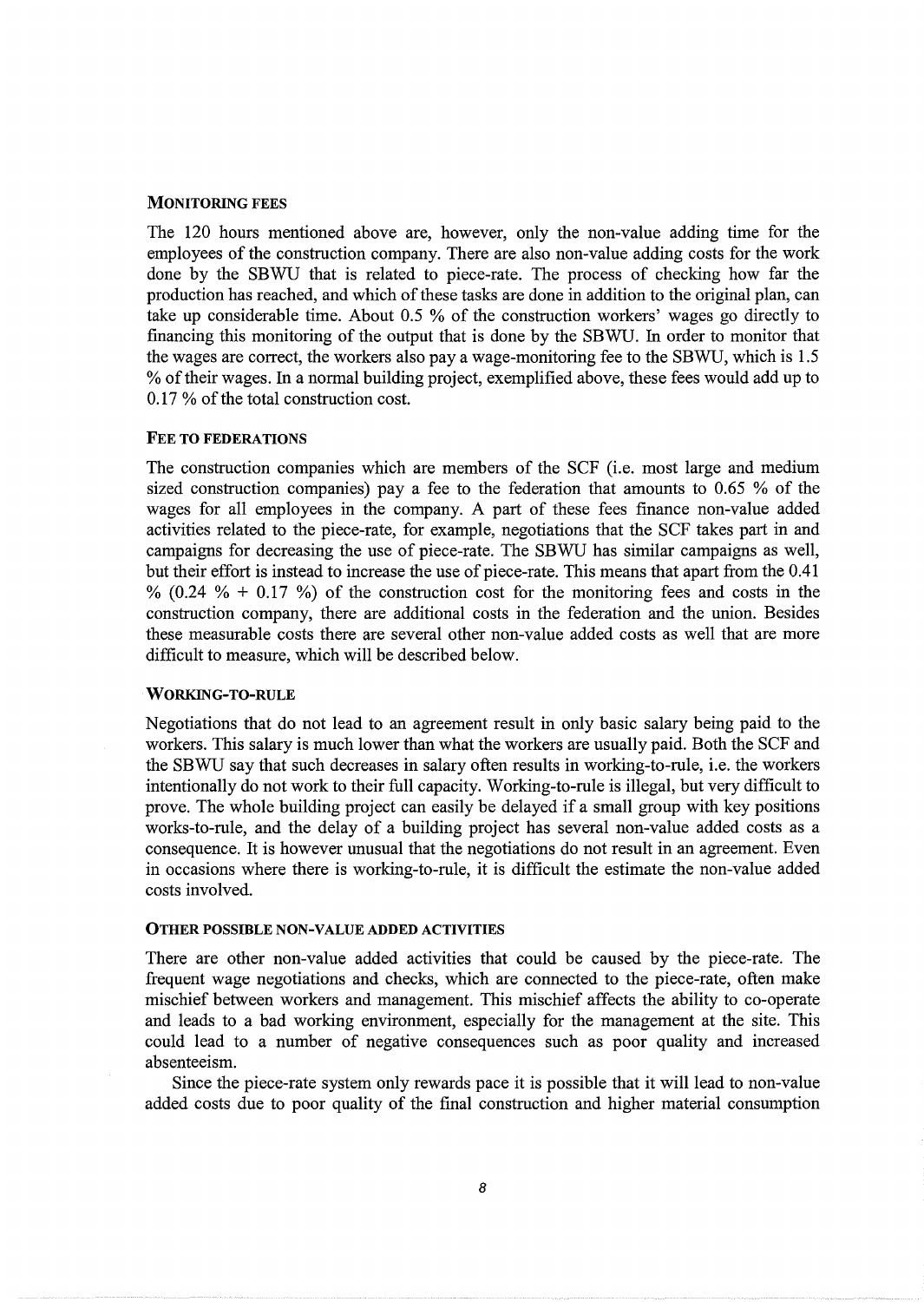### MONITORING FEES

The 120 hours mentioned above are, however, only the non-value adding time for the employees of the construction company. There are also non-value adding costs for the work done by the SBWU that is related to piece-rate. The process of checking how far the production has reached, and which of these tasks are done in addition to the original plan, can take up considerable time. About 0.5 % of the construction workers' wages go directly to financing this monitoring of the output that is done by the SBWU. In order to monitor that the wages are correct, the workers also pay a wage-monitoring fee to the SBWU, which is 1.5 % of their wages. In a normal building project, exemplified above, these fees would add up to 0.17 % of the total construction cost.

### FEE TO FEDERATIONS

The construction companies which are members of the SCF (i.e. most large and medium sized construction companies) pay a fee to the federation that amounts to 0.65 % of the wages for all employees in the company. A part of these fees finance non-value added activities related to the piece-rate, for example, negotiations that the SCF takes part in and campaigns for decreasing the use of piece-rate. The SBWU has similar campaigns as well, but their effort is instead to increase the use of piece-rate. This means that apart from the 0.41 % (0.24 % + 0.17 %) of the construction cost for the monitoring fees and costs in the construction company, there are additional costs in the federation and the union. Besides these measurable costs there are several other non-value added costs as well that are more difficult to measure, which will be described below.

### WORKING-TO-RULE

Negotiations that do not lead to an agreement result in only basic salary being paid to the workers. This salary is much lower than what the workers are usually paid. Both the SCF and the SBWU say that such decreases in salary often results in working-to-rule, i.e. the workers intentionally do not work to their full capacity. Working-to-rule is illegal, but very difficult to prove. The whole building project can easily be delayed if a small group with key positions works-to-rule, and the delay of a building project has several non-value added costs as a consequence. It is however unusual that the negotiations do not result in an agreement. Even in occasions where there is working-to-rule, it is difficult the estimate the non-value added costs involved.

### OTHER POSSIBLE NON-VALUE ADDED ACTIVITIES

There are other non-value added activities that could be caused by the piece-rate. The frequent wage negotiations and checks, which are connected to the piece-rate, often make mischief between workers and management. This mischief affects the ability to co-operate and leads to a bad working environment, especially for the management at the site. This could lead to a number of negative consequences such as poor quality and increased absenteeism.

Since the piece-rate system only rewards pace it is possible that it will lead to non-value added costs due to poor quality of the final construction and higher material consumption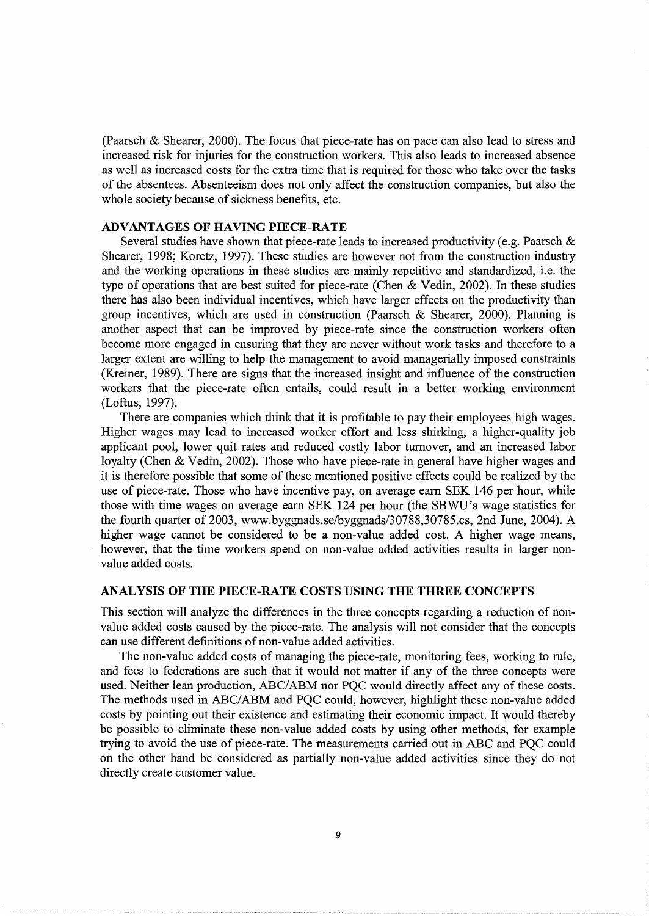(Paarsch & Shearer, 2000). The focus that piece-rate has on pace can also lead to stress and increased risk for injuries for the construction workers. This also leads to increased absence as well as increased costs for the extra time that is required for those who take over the tasks of the absentees. Absenteeism does not only affect the construction companies, but also the whole society because of sickness benefits, etc.

## ADVANTAGES OF HAVING PIECE-RATE

Several studies have shown that piece-rate leads to increased productivity (e.g. Paarsch & Shearer, 1998; Koretz, 1997). These studies are however not from the construction industry and the working operations in these studies are mainly repetitive and standardized, i.e. the type of operations that are best suited for piece-rate (Chen & Vedin, 2002). In these studies there has also been individual incentives, which have larger effects on the productivity than group incentives, which are used in construction (Paarsch & Shearer, 2000). Planning is another aspect that can be improved by piece-rate since the construction workers often become more engaged in ensuring that they are never without work tasks and therefore to a larger extent are willing to help the management to avoid managerially imposed constraints (Kreiner, 1989). There are signs that the increased insight and influence of the construction workers that the piece-rate often entails, could result in a better working environment (Loftus, 1997).

There are companies which think that it is profitable to pay their employees high wages. Higher wages may lead to increased worker effort and less shirking, a higher-quality job applicant pool, lower quit rates and reduced costly labor turnover, and an increased labor loyalty (Chen & Vedin, 2002). Those who have piece-rate in general have higher wages and it is therefore possible that some of these mentioned positive effects could be realized by the use of piece-rate. Those who have incentive pay, on average earn SEK 146 per hour, while those with time wages on average earn SEK 124 per hour (the SBWU's wage statistics for the fourth quarter of 2003, www.byggnads.se/byggnads/30788,30785.cs, 2nd June, 2004). A higher wage cannot be considered to be a non-value added cost. A higher wage means, however, that the time workers spend on non-value added activities results in larger non-value added costs.

## ANALYSIS OF THE PIECE-RATE COSTS USING THE THREE CONCEPTS

This section will analyze the differences in the three concepts regarding a reduction of non-value added costs caused by the piece-rate. The analysis will not consider that the concepts can use different definitions of non-value added activities.

The non-value added costs of managing the piece-rate, monitoring fees, working to rule, and fees to federations are such that it would not matter if any of the three concepts were used. Neither lean production, ABC/ABM nor PQC would directly affect any of these costs. The methods used in ABC/ABM and PQC could, however, highlight these non-value added costs by pointing out their existence and estimating their economic impact. It would thereby be possible to eliminate these non-value added costs by using other methods, for example trying to avoid the use of piece-rate. The measurements carried out in ABC and PQC could on the other hand be considered as partially non-value added activities since they do not directly create customer value.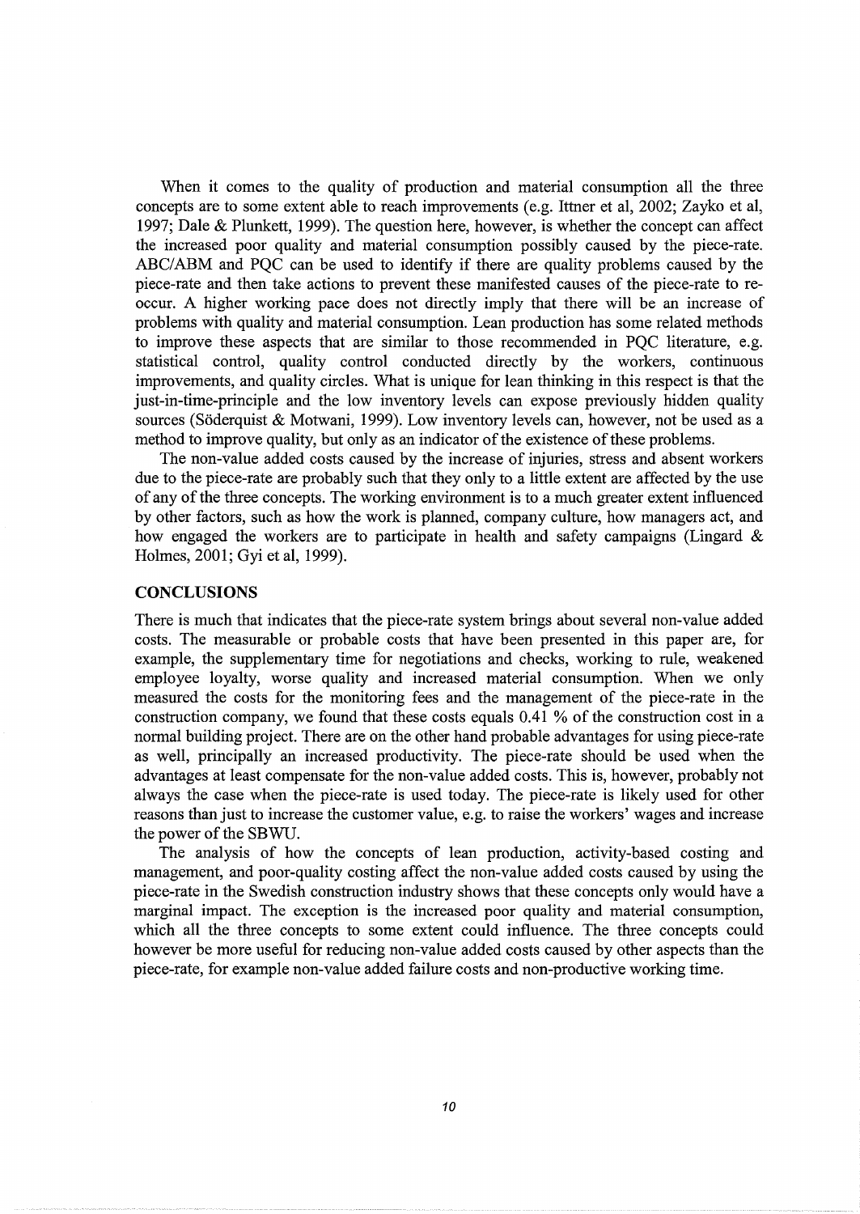When it comes to the quality of production and material consumption all the three concepts are to some extent able to reach improvements (e.g. Ittner et al, 2002; Zayko et al, 1997; Dale & Plunkett, 1999). The question here, however, is whether the concept can affect the increased poor quality and material consumption possibly caused by the piece-rate. ABC/ABM and PQC can be used to identify if there are quality problems caused by the piece-rate and then take actions to prevent these manifested causes of the piece-rate to re-occur. A higher working pace does not directly imply that there will be an increase of problems with quality and material consumption. Lean production has some related methods to improve these aspects that are similar to those recommended in PQC literature, e.g. statistical control, quality control conducted directly by the workers, continuous improvements, and quality circles. What is unique for lean thinking in this respect is that the just-in-time-principle and the low inventory levels can expose previously hidden quality sources (Söderquist & Motwani, 1999). Low inventory levels can, however, not be used as a method to improve quality, but only as an indicator of the existence of these problems.

The non-value added costs caused by the increase of injuries, stress and absent workers due to the piece-rate are probably such that they only to a little extent are affected by the use of any of the three concepts. The working environment is to a much greater extent influenced by other factors, such as how the work is planned, company culture, how managers act, and how engaged the workers are to participate in health and safety campaigns (Lingard & Holmes, 2001; Gyi et al, 1999).

## CONCLUSIONS

There is much that indicates that the piece-rate system brings about several non-value added costs. The measurable or probable costs that have been presented in this paper are, for example, the supplementary time for negotiations and checks, working to rule, weakened employee loyalty, worse quality and increased material consumption. When we only measured the costs for the monitoring fees and the management of the piece-rate in the construction company, we found that these costs equals 0.41 % of the construction cost in a normal building project. There are on the other hand probable advantages for using piece-rate as well, principally an increased productivity. The piece-rate should be used when the advantages at least compensate for the non-value added costs. This is, however, probably not always the case when the piece-rate is used today. The piece-rate is likely used for other reasons than just to increase the customer value, e.g. to raise the workers' wages and increase the power of the SBWU.

The analysis of how the concepts of lean production, activity-based costing and management, and poor-quality costing affect the non-value added costs caused by using the piece-rate in the Swedish construction industry shows that these concepts only would have a marginal impact. The exception is the increased poor quality and material consumption, which all the three concepts to some extent could influence. The three concepts could however be more useful for reducing non-value added costs caused by other aspects than the piece-rate, for example non-value added failure costs and non-productive working time.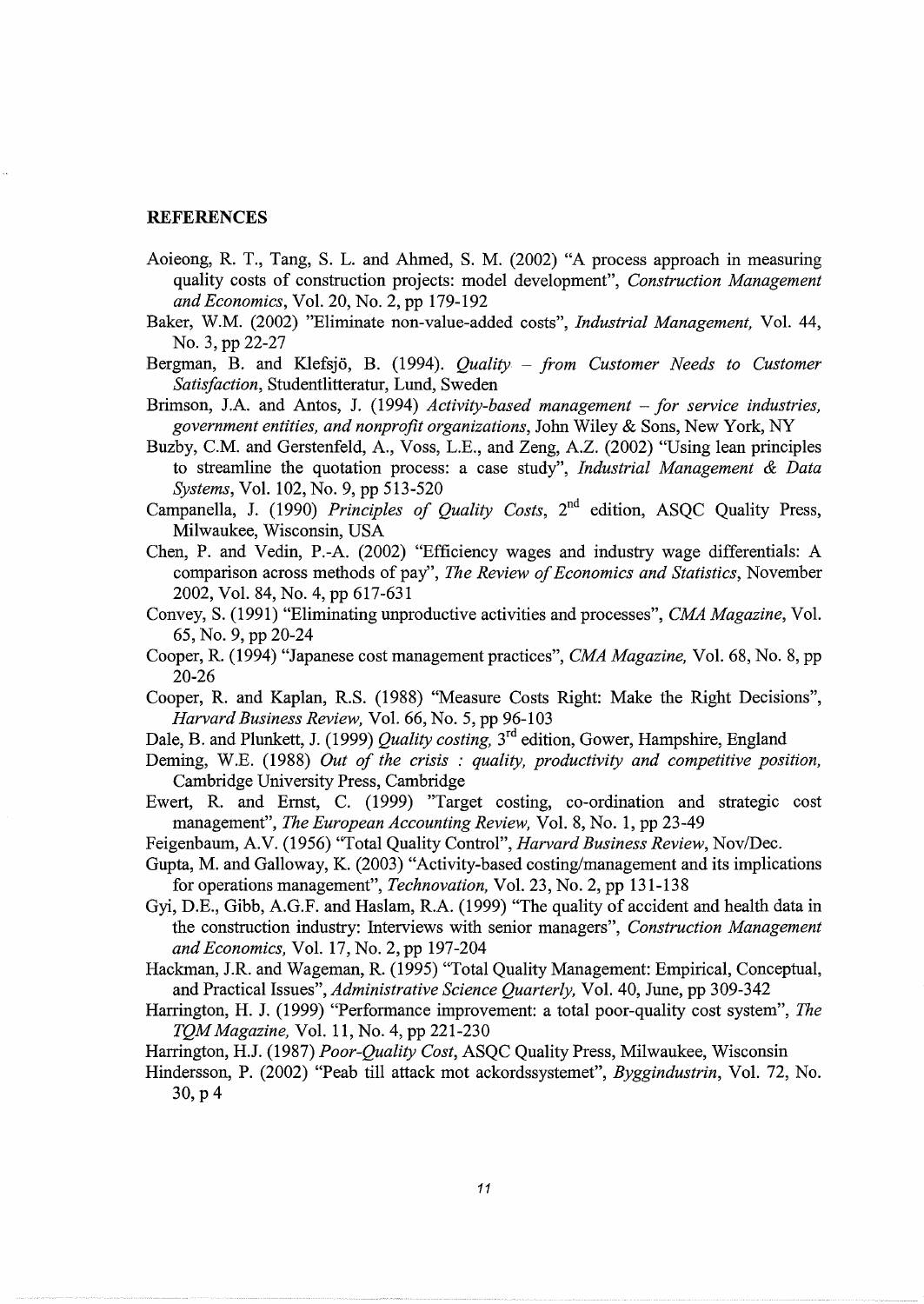## REFERENCES

Aoieong, R. T., Tang, S. L. and Ahmed, S. M. (2002) "A process approach in measuring quality costs of construction projects: model development", *Construction Management and Economics*, Vol. 20, No. 2, pp 179-192

Baker, W.M. (2002) "Eliminate non-value-added costs", *Industrial Management,* Vol. 44, No. 3, pp 22-27

Bergman, B. and Klefsjö, B. (1994). *Quality – from Customer Needs to Customer Satisfaction*, Studentlitteratur, Lund, Sweden

Brimson, J.A. and Antos, J. (1994) *Activity-based management – for service industries, government entities, and nonprofit organizations*, John Wiley & Sons, New York, NY

Buzby, C.M. and Gerstenfeld, A., Voss, L.E., and Zeng, A.Z. (2002) "Using lean principles to streamline the quotation process: a case study", *Industrial Management & Data Systems*, Vol. 102, No. 9, pp 513-520

Campanella, J. (1990) *Principles of Quality Costs*, 2nd edition, ASQC Quality Press, Milwaukee, Wisconsin, USA

Chen, P. and Vedin, P.-A. (2002) "Efficiency wages and industry wage differentials: A comparison across methods of pay", *The Review of Economics and Statistics*, November 2002, Vol. 84, No. 4, pp 617-631

Convey, S. (1991) "Eliminating unproductive activities and processes", *CMA Magazine*, Vol. 65, No. 9, pp 20-24

Cooper, R. (1994) "Japanese cost management practices", *CMA Magazine,* Vol. 68, No. 8, pp 20-26

Cooper, R. and Kaplan, R.S. (1988) "Measure Costs Right: Make the Right Decisions", *Harvard Business Review,* Vol. 66, No. 5, pp 96-103

Dale, B. and Plunkett, J. (1999) *Quality costing,* 3rd edition, Gower, Hampshire, England

Deming, W.E. (1988) *Out of the crisis : quality, productivity and competitive position,* Cambridge University Press, Cambridge

Ewert, R. and Ernst, C. (1999) "Target costing, co-ordination and strategic cost management", *The European Accounting Review,* Vol. 8, No. 1, pp 23-49

Feigenbaum, A.V. (1956) "Total Quality Control", *Harvard Business Review*, Nov/Dec.

Gupta, M. and Galloway, K. (2003) "Activity-based costing/management and its implications for operations management", *Technovation,* Vol. 23, No. 2, pp 131-138

Gyi, D.E., Gibb, A.G.F. and Haslam, R.A. (1999) "The quality of accident and health data in the construction industry: Interviews with senior managers", *Construction Management and Economics,* Vol. 17, No. 2, pp 197-204

Hackman, J.R. and Wageman, R. (1995) "Total Quality Management: Empirical, Conceptual, and Practical Issues", *Administrative Science Quarterly,* Vol. 40, June, pp 309-342

Harrington, H. J. (1999) "Performance improvement: a total poor-quality cost system", *The TQM Magazine,* Vol. 11, No. 4, pp 221-230

Harrington, H.J. (1987) *Poor-Quality Cost*, ASQC Quality Press, Milwaukee, Wisconsin

Hindersson, P. (2002) "Peab till attack mot ackordssystemet", *Byggindustrin*, Vol. 72, No. 30, p 4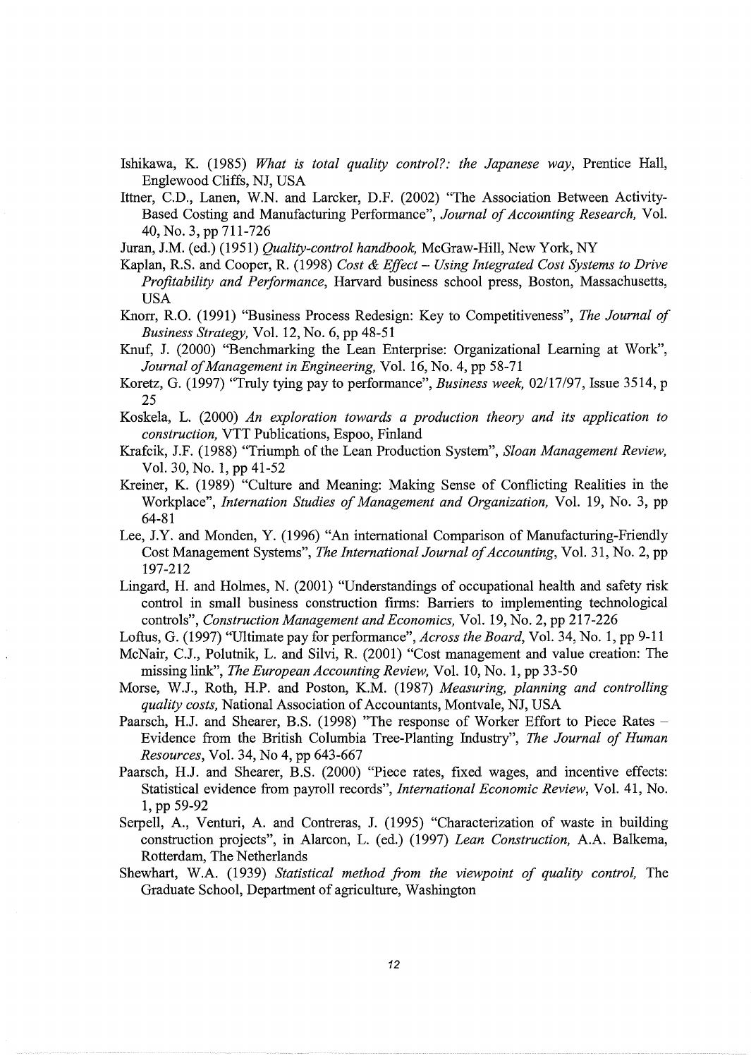Ishikawa, K. (1985) *What is total quality control?: the Japanese way*, Prentice Hall, Englewood Cliffs, NJ, USA

Ittner, C.D., Lanen, W.N. and Larcker, D.F. (2002) "The Association Between Activity-Based Costing and Manufacturing Performance", *Journal of Accounting Research,* Vol. 40, No. 3, pp 711-726

Juran, J.M. (ed.) (1951) *Quality-control handbook,* McGraw-Hill, New York, NY

Kaplan, R.S. and Cooper, R. (1998) *Cost & Effect – Using Integrated Cost Systems to Drive Profitability and Performance*, Harvard business school press, Boston, Massachusetts, USA

Knorr, R.O. (1991) "Business Process Redesign: Key to Competitiveness", *The Journal of Business Strategy,* Vol. 12, No. 6, pp 48-51

Knuf, J. (2000) "Benchmarking the Lean Enterprise: Organizational Learning at Work", *Journal of Management in Engineering,* Vol. 16, No. 4, pp 58-71

Koretz, G. (1997) "Truly tying pay to performance", *Business week,* 02/17/97, Issue 3514, p 25

Koskela, L. (2000) *An exploration towards a production theory and its application to construction,* VTT Publications, Espoo, Finland

Krafcik, J.F. (1988) "Triumph of the Lean Production System", *Sloan Management Review,* Vol. 30, No. 1, pp 41-52

Kreiner, K. (1989) "Culture and Meaning: Making Sense of Conflicting Realities in the Workplace", *Internation Studies of Management and Organization,* Vol. 19, No. 3, pp 64-81

Lee, J.Y. and Monden, Y. (1996) "An international Comparison of Manufacturing-Friendly Cost Management Systems", *The International Journal of Accounting*, Vol. 31, No. 2, pp 197-212

Lingard, H. and Holmes, N. (2001) "Understandings of occupational health and safety risk control in small business construction firms: Barriers to implementing technological controls", *Construction Management and Economics,* Vol. 19, No. 2, pp 217-226

Loftus, G. (1997) "Ultimate pay for performance", *Across the Board*, Vol. 34, No. 1, pp 9-11

McNair, C.J., Polutnik, L. and Silvi, R. (2001) "Cost management and value creation: The missing link", *The European Accounting Review,* Vol. 10, No. 1, pp 33-50

Morse, W.J., Roth, H.P. and Poston, K.M. (1987) *Measuring, planning and controlling quality costs,* National Association of Accountants, Montvale, NJ, USA

Paarsch, H.J. and Shearer, B.S. (1998) "The response of Worker Effort to Piece Rates – Evidence from the British Columbia Tree-Planting Industry", *The Journal of Human Resources*, Vol. 34, No 4, pp 643-667

Paarsch, H.J. and Shearer, B.S. (2000) "Piece rates, fixed wages, and incentive effects: Statistical evidence from payroll records", *International Economic Review*, Vol. 41, No. 1, pp 59-92

Serpell, A., Venturi, A. and Contreras, J. (1995) "Characterization of waste in building construction projects", in Alarcon, L. (ed.) (1997) *Lean Construction,* A.A. Balkema, Rotterdam, The Netherlands

Shewhart, W.A. (1939) *Statistical method from the viewpoint of quality control,* The Graduate School, Department of agriculture, Washington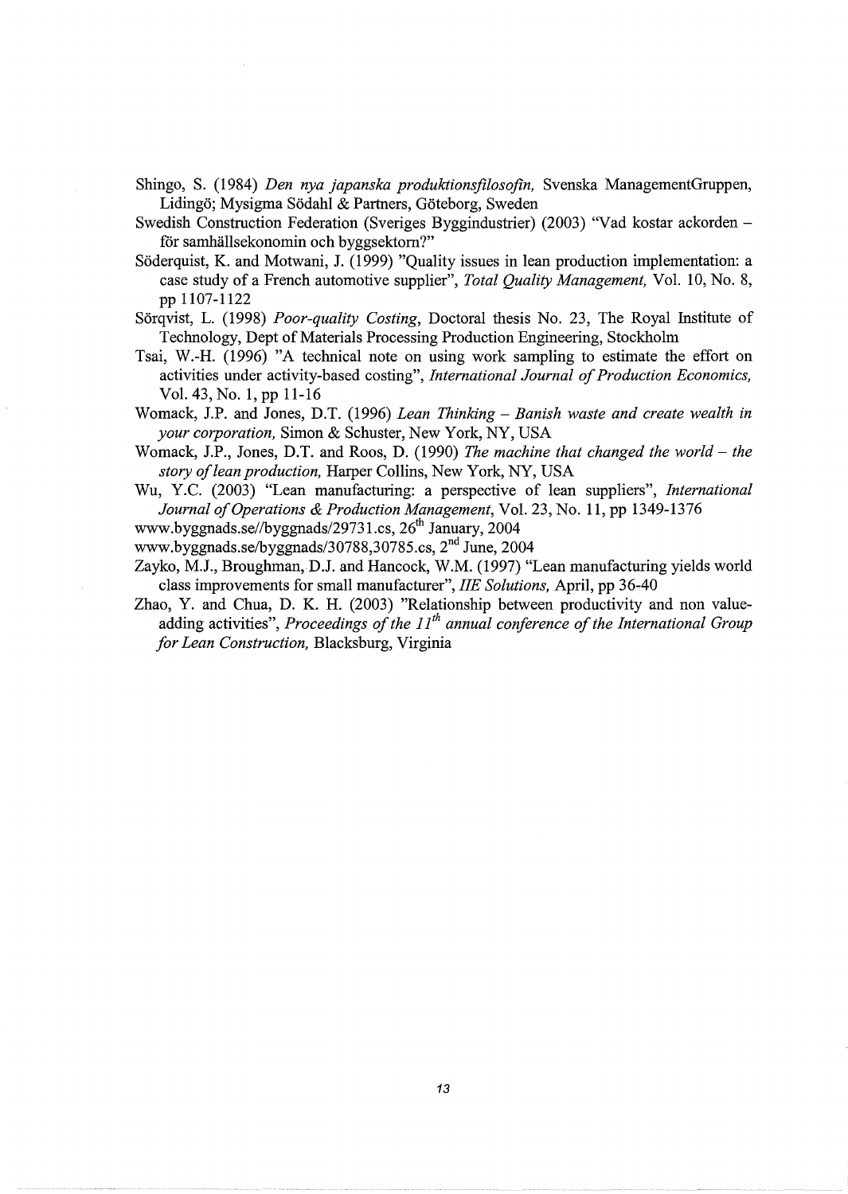Shingo, S. (1984) *Den nya japanska produktionsfilosofin,* Svenska ManagementGruppen, Lidingö; Mysigma Södahl & Partners, Göteborg, Sweden

Swedish Construction Federation (Sveriges Byggindustrier) (2003) "Vad kostar ackorden – för samhällsekonomin och byggsektorn?"

Söderquist, K. and Motwani, J. (1999) "Quality issues in lean production implementation: a case study of a French automotive supplier", *Total Quality Management,* Vol. 10, No. 8, pp 1107-1122

Sörqvist, L. (1998) *Poor-quality Costing,* Doctoral thesis No. 23, The Royal Institute of Technology, Dept of Materials Processing Production Engineering, Stockholm

Tsai, W.-H. (1996) "A technical note on using work sampling to estimate the effort on activities under activity-based costing", *International Journal of Production Economics,* Vol. 43, No. 1, pp 11-16

Womack, J.P. and Jones, D.T. (1996) *Lean Thinking – Banish waste and create wealth in your corporation,* Simon & Schuster, New York, NY, USA

Womack, J.P., Jones, D.T. and Roos, D. (1990) *The machine that changed the world – the story of lean production,* Harper Collins, New York, NY, USA

Wu, Y.C. (2003) "Lean manufacturing: a perspective of lean suppliers", *International Journal of Operations & Production Management,* Vol. 23, No. 11, pp 1349-1376

www.byggnads.se//byggnads/29731.cs, 26th January, 2004

www.byggnads.se/byggnads/30788,30785.cs, 2nd June, 2004

Zayko, M.J., Broughman, D.J. and Hancock, W.M. (1997) "Lean manufacturing yields world class improvements for small manufacturer", *IIE Solutions,* April, pp 36-40

Zhao, Y. and Chua, D. K. H. (2003) "Relationship between productivity and non value-adding activities", *Proceedings of the 11th annual conference of the International Group for Lean Construction,* Blacksburg, Virginia